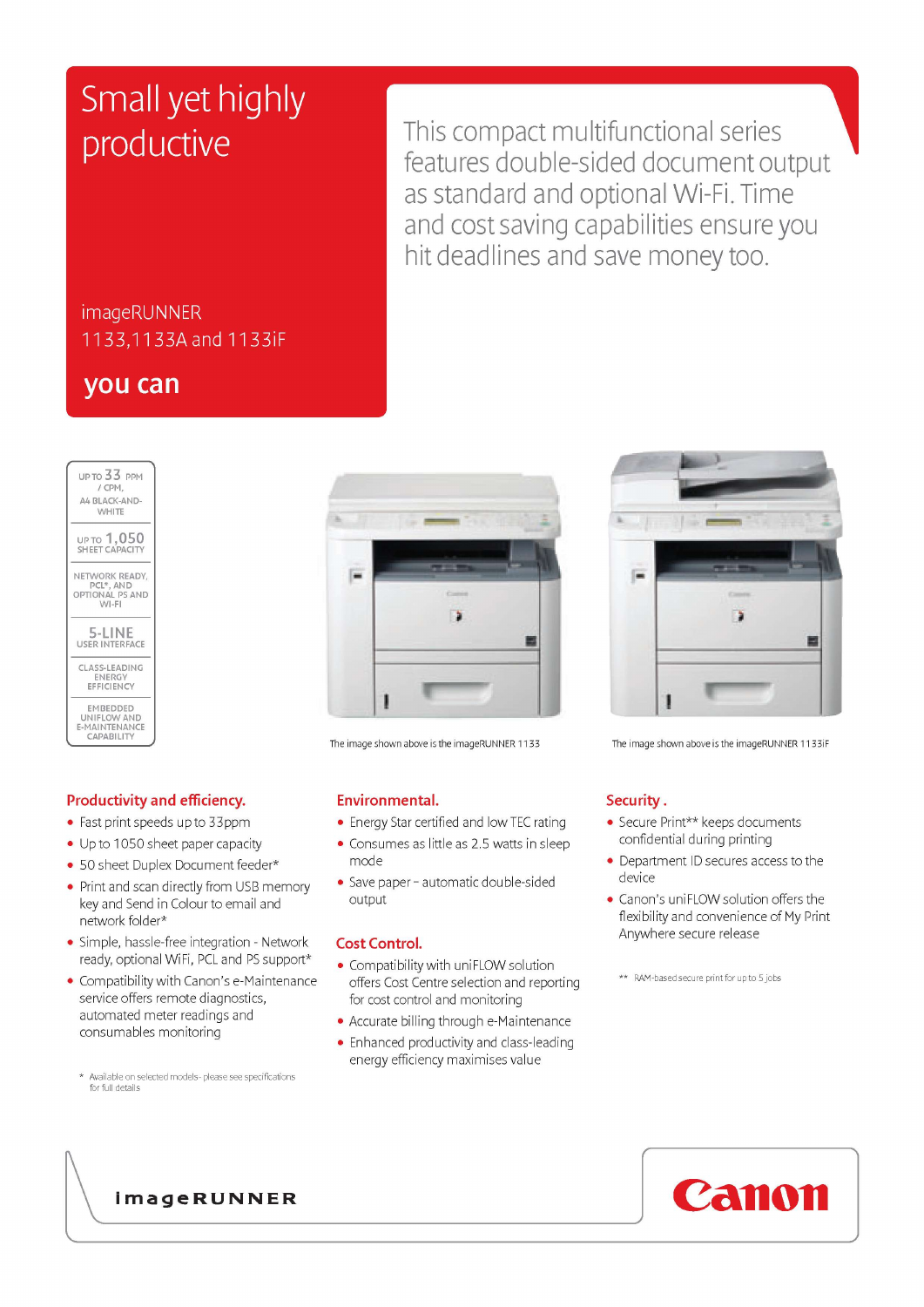# Small yet highly productive

imageRUNNER 1133,1133A and 1133iF

**you can**

This compact multifunctional series features double-sided document output as standard and optional Wi-Fi. Time and cost saving capabilities ensure you hit deadlines and save money too.

- UP TO 33 PPM / CPM, A4 BLACK-AND-WHITE
- UP TO 1,050 SHEET CAPACITY
- NETWORK READY, PCL*, AND OPTIONAL PS AND WI-FI
- 5-LINE USER INTERFACE
- CLASS-LEADING ENERGY EFFICIENCY
- EMBEDDED UNIFLOW AND E-MAINTENANCE CAPABILITY

The image shown above is the imageRUNNER 1133

The image shown above is the imageRUNNER 1133iF

## Productivity and efficiency.

- Fast print speeds up to 33ppm
- Up to 1050 sheet paper capacity
- 50 sheet Duplex Document feeder*
- Print and scan directly from USB memory key and Send in Colour to email and network folder*
- Simple, hassle-free integration - Network ready, optional WiFi, PCL and PS support*
- Compatibility with Canon's e-Maintenance service offers remote diagnostics, automated meter readings and consumables monitoring

\* Available on selected models- please see specifications for full details

## Environmental.

- Energy Star certified and low TEC rating
- Consumes as little as 2.5 watts in sleep mode
- Save paper – automatic double-sided output

## Cost Control.

- Compatibility with uniFLOW solution offers Cost Centre selection and reporting for cost control and monitoring
- Accurate billing through e-Maintenance
- Enhanced productivity and class-leading energy efficiency maximises value

## Security .

- Secure Print** keeps documents confidential during printing
- Department ID secures access to the device
- Canon's uniFLOW solution offers the flexibility and convenience of My Print Anywhere secure release

\*\* RAM-based secure print for up to 5 jobs

imageRUNNER

Canon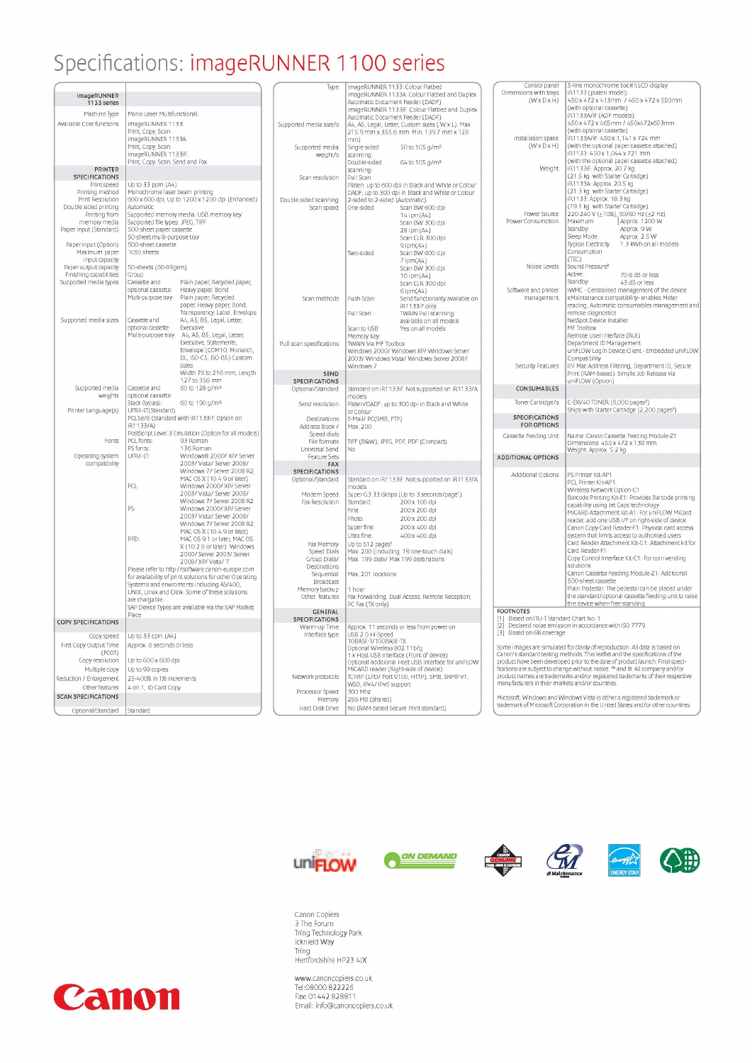# Specifications: imageRUNNER 1100 series

| | |
|---|---|
| **imageRUNNER 1133 series** | |
| Machine type | Mono Laser Multifunctional |
| Available Core functions | imageRUNNER 1133: Print, Copy, Scan<br>imageRUNNER 1133A: Print, Copy, Scan<br>imageRUNNER 1133iF: Print, Copy, Scan, Send and Fax |
| **PRINTER SPECIFICATIONS** | |
| Print speed | Up to 33 ppm (A4) |
| Printing method | Monochrome laser beam printing |
| Print Resolution | 600 x 600 dpi, Up to 1200 x 1200 dpi (Enhanced) |
| Double sided printing | Automatic |
| Printing from memory media | Supported memory media: USB memory key<br>Supported file types: JPEG, TIFF |
| Paper input (Standard) | 500-sheet paper cassette<br>50-sheet multi-purpose tray |
| Paper input (Option) | 500-sheet cassette |
| Maximum paper input capacity | 1050 sheets |
| Paper output capacity | 50-sheets (60-89gsm) |
| Finishing capabilities | Group |
| Supported media types | Cassette and optional cassette: Plain paper, Recycled paper, Heavy paper, Bond<br>Multi-purpose tray: Plain paper, Recycled paper, Heavy paper, Bond, Transparency, Label, Envelope |
| Supported media sizes | Cassette and optional cassette: A4, A5, B5, Legal, Letter, Executive<br>Multi-purpose tray: A4, A5, B5, Legal, Letter, Executive, Statements, Envelope (COM10, Monarch, DL, ISO-C5, ISO-B5) Custom sizes: Width 76 to 216 mm, Length 127 to 356 mm |
| Supported media weights | Cassette and optional cassette: 60 to 128 g/m²<br>Stack Bypass: 60 to 190 g/m² |
| Printer Language(s) | UFRII-LT (Standard)<br>PCL5e/6 (Standard with iR1133iF, Option on iR1133/A)<br>PostScript Level 3 Emulation (Option for all models) |
| Fonts | PCL fonts: 93 Roman<br>PS fonts: 136 Roman |
| Operating system compatibility | UFRII-LT: Windows® 2000/ XP/ Server 2003/ Vista/ Server 2008/ Windows 7/ Server 2008 R2, MAC OS X (10.4.9 or later)<br>PCL: Windows 2000/ XP/ Server 2003/ Vista/ Server 2008/ Windows 7/ Server 2008 R2<br>PS: Windows 2000/ XP/ Server 2003/ Vista/ Server 2008/ Windows 7/ Server 2008 R2, MAC OS X (10.4.9 or later)<br>PPD: MAC OS 9.1 or later, MAC OS X (10.2.8 or later) Windows 2000/ Server 2003/ Server 2008/ XP/ Vista/ 7<br>Please refer to http://software.canon-europe.com for availability of print solutions for other operating systems and environments including AS/400, UNIX, Linux and Citrix. Some of these solutions are chargable.<br>SAP Device Types are available via the SAP Market Place |
| **COPY SPECIFICATIONS** | |
| Copy speed | Up to 33 cpm (A4) |
| First Copy Output Time (FCOT) | Approx. 8 seconds or less |
| Copy resolution | Up to 600 x 600 dpi |
| Multiple copy | Up to 99 copies |
| Reduction / Enlargement | 25-400% in 1% increments |
| Other features | 4 on 1, ID Card Copy |
| **SCAN SPECIFICATIONS** | |
| Optional/Standard | Standard |
| Type | imageRUNNER 1133: Colour Flatbed<br>imageRUNNER 1133A: Colour Flatbed and Duplex Automatic Document Feeder (DADF)<br>imageRUNNER 1133iF: Colour Flatbed and Duplex Automatic Document Feeder (DADF) |
| Supported media size/s | A4, A5, Legal, Letter, Custom sizes (W x L): Max 215.9 mm x 355.6 mm Min 139.7 mm x 128 mm) |
| Supported media weight/s | Single-sided scanning: 50 to 105 g/m²<br>Double-sided scanning: 64 to 105 g/m² |
| Scan resolution | Pull Scan<br>Platen: up to 600 dpi in Black and White or Colour<br>DADF: up to 300 dpi in Black and White or Colour |
| Double sided scanning | 2-sided to 2-sided (Automatic) |
| Scan speed | One-sided: Scan BW 600 dpi: 14 ipm (A4); Scan BW 300 dpi: 28 ipm (A4); Scan CLR 300 dpi: 9 ipm (A4)<br>Two-sided: Scan BW 600 dpi: 7 ipm (A4); Scan BW 300 dpi: 10 ipm (A4); Scan CLR 300 dpi: 6 ipm (A4) |
| Scan methods | Push Scan: Send functionality available on iR1133iF only<br>Pull Scan: TWAIN Pull scanning available on all models<br>Scan to USB Memory Key: Yes on all models |
| Pull scan specifications | TWAIN Via MF Toolbox<br>Windows 2000/ Windows XP/ Windows Server 2003/ Windows Vista/ Windows Server 2008/ Windows 7 |
| **SEND SPECIFICATIONS** | |
| Optional/Standard | Standard on iR1133iF. Not supported on iR1133/A models |
| Send resolution | Platen/DADF: up to 300 dpi in Black and White or Colour |
| Destinations | E-Mail/ PC(SMB, FTP) |
| Address Book / Speed dials | Max. 200 |
| File formats | TIFF (B&W), JPEG, PDF, PDF (Compact) |
| Universal Send Feature Sets | No |
| **FAX SPECIFICATIONS** | |
| Optional/Standard | Standard on iR1133iF. Not supported on iR1133/A models |
| Modem Speed | Super G3 33.6kbps (Up to 3 seconds/page[1]) |
| Fax Resolution | Standard: 200 x 100 dpi<br>Fine: 200 x 200 dpi<br>Photo: 200 x 200 dpi<br>Super fine: 200 x 400 dpi<br>Ultra fine: 400 x 400 dpi |
| Fax Memory | Up to 512 pages[1] |
| Speed Dials | Max. 200 (including 19 one-touch dials) |
| Group Dials/ Destinations | Max. 199 dials/ Max 199 destinations |
| Sequential Broadcast | Max. 201 locations |
| Memory backup | 1 hour |
| Other features | Fax Forwarding, Dual Access, Remote Reception, PC Fax (TX only) |
| **GENERAL SPECIFICATIONS** | |
| Warm-up Time | Approx. 11 seconds or less from power on |
| Interface type | USB 2.0 Hi-Speed<br>10BASE-T/100BASE-TX<br>Optional Wireless 802.11b/g<br>1 x Host USB interface (Front of device)<br>Optional additional Host USB interface for uniFLOW MiCARD reader (Right-side of device) |
| Network protocols | TCP/IP (LPD/ Port 9100, HTTP), SMB, SNMP v1, WSD, IPv4/ IPv6 support |
| Processor Speed | 300 Mhz |
| Memory | 256 MB (shared) |
| Hard Disk Drive | No (RAM-based Secure Print standard) |
| Control panel | 5-line monochrome backlit LCD display |
| Dimensions with trays (W x D x H) | iR1133 (platen model): 450 x 472 x 413mm / 450 x 472 x 550mm (with optional cassette)<br>iR1133A/iF (ADF models): 450 x 472 x 465mm / 450x472x603mm (with optional cassette) |
| Installation space (W x D x H) | iR1133A/iF: 450 x 1,141 x 724 mm (with the optional paper cassette attached)<br>iR1133: 450 x 1,044 x 721 mm (with the optional paper cassette attached) |
| Weight | iR1133iF: Approx. 20.7 kg (21.5 kg with Starter Cartridge)<br>iR1133A: Approx. 20.5 kg (21.3 kg with Starter Cartridge)<br>iR1133: Approx. 18.3 kg (19.1 kg with Starter Cartridge) |
| Power Source | 220-240 V (±10%), 50/60 Hz (±2 Hz) |
| Power Consumption | Maximum: Approx. 1200 W<br>Standby: Approx. 9 W<br>Sleep Mode: Approx. 2.5 W<br>Typical Electricity Consumption (TEC): 1.3 kWh on all models |
| Noise Levels | Sound Pressure[2]<br>Active: 70.6 dB or less<br>Standby: 43 dB or less |
| Software and printer management | iWMC - Centralised management of the device<br>eMaintenance compatibility- enables Meter reading, Automatic consumables management and remote diagnostics<br>NetSpot Device Installer<br>MF Toolbox<br>Remote User Interface (RUI)<br>Department ID Management<br>uniFLOW Log in Device Client - Embedded uniFLOW Compatibility |
| Security Features | IP/ Mac Address Filtering, Department ID, Secure Print (RAM-based) Simple Job Release via uniFLOW (Option) |
| **CONSUMABLES** | |
| Toner Cartridge/s | C-EXV40 TONER (6,000 pages[3])<br>Ships with Starter Cartridge (2,200 pages[3]) |
| **SPECIFICATIONS FOR OPTIONS** | |
| Cassette Feeding Unit | Name: Canon Cassette Feeding Module-Z1<br>Dimensions: 450 x 472 x 138 mm<br>Weight: Approx. 5.2 kg |
| **ADDITIONAL OPTIONS** | |
| Additional Options | PS Printer Kit-AP1<br>PCL Printer Kit-AP1<br>Wireless Network Option-C1<br>Barcode Printing Kit-E1: Provides Barcode printing capability using Jet Caps technology<br>MiCARD Attachment Kit-A1: For uniFLOW MiCard reader, add one USB I/F on right-side of device<br>Canon Copy Card Reader-F1: Physical card access system that limits access to authorised users<br>Card Reader Attachment Kit-C1: Attachment kit for Card Reader-F1<br>Copy Control Interface Kit-C1: For coin vending solutions<br>Canon Cassette Feeding Module-Z1: Additional 500-sheet cassette<br>Plain Pedestal: The pedestal can be placed under the standard/optional cassette feeding unit to raise the device when free-standing |

**FOOTNOTES**

[1] Based on ITU-T Standard Chart No. 1
[2] Declared noise emission in accordance with ISO 7779
[3] Based on 6% coverage

Some images are simulated for clarity of reproduction. All data is based on Canon's standard testing methods. This leaflet and the specifications of the product have been developed prior to the date of product launch. Final specifications are subject to change without notice. ™ and ®: All company and/or product names are trademarks and/or registered trademarks of their respective manufacturers in their markets and/or countries.

Microsoft, Windows and Windows Vista is either a registered trademark or trademark of Microsoft Corporation in the United States and/or other countries.

Canon Copiers
3 The Forum
Tring Technology Park
Icknield Way
Tring
Hertfordshire HP23 4JX

www.canoncopiers.co.uk
Tel: 08000 822226
Fax: 01442 828811
Email: info@canoncopiers.co.uk